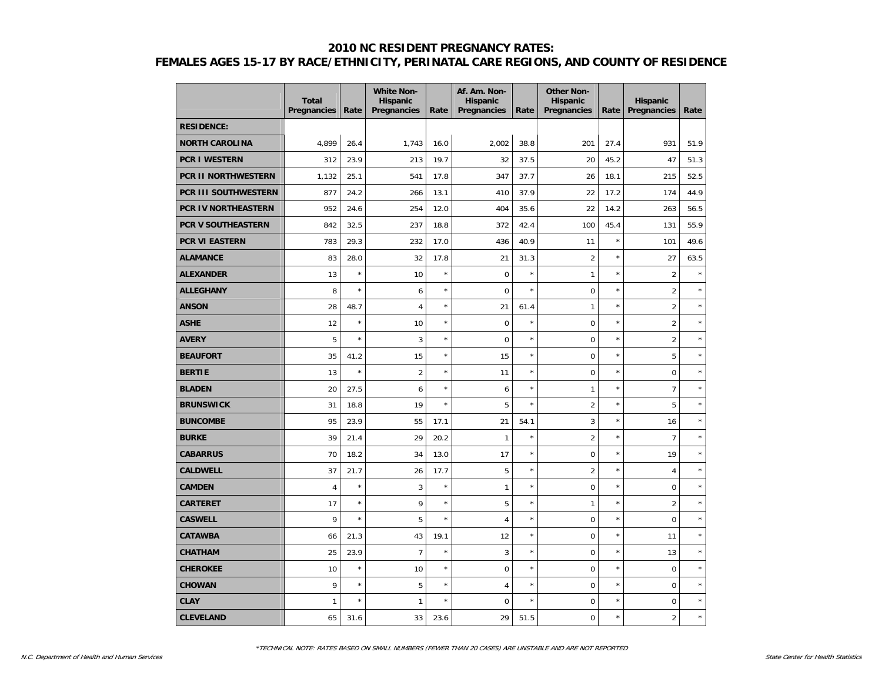# 2010 NC RESIDENT PREGNANCY RATES:
# FEMALES AGES 15-17 BY RACE/ETHNICITY, PERINATAL CARE REGIONS, AND COUNTY OF RESIDENCE

| | Total Pregnancies | Rate | White Non-Hispanic Pregnancies | Rate | Af. Am. Non-Hispanic Pregnancies | Rate | Other Non-Hispanic Pregnancies | Rate | Hispanic Pregnancies | Rate |
|---|---|---|---|---|---|---|---|---|---|---|
| **RESIDENCE:** | | | | | | | | | | |
| **NORTH CAROLINA** | 4,899 | 26.4 | 1,743 | 16.0 | 2,002 | 38.8 | 201 | 27.4 | 931 | 51.9 |
| **PCR I WESTERN** | 312 | 23.9 | 213 | 19.7 | 32 | 37.5 | 20 | 45.2 | 47 | 51.3 |
| **PCR II NORTHWESTERN** | 1,132 | 25.1 | 541 | 17.8 | 347 | 37.7 | 26 | 18.1 | 215 | 52.5 |
| **PCR III SOUTHWESTERN** | 877 | 24.2 | 266 | 13.1 | 410 | 37.9 | 22 | 17.2 | 174 | 44.9 |
| **PCR IV NORTHEASTERN** | 952 | 24.6 | 254 | 12.0 | 404 | 35.6 | 22 | 14.2 | 263 | 56.5 |
| **PCR V SOUTHEASTERN** | 842 | 32.5 | 237 | 18.8 | 372 | 42.4 | 100 | 45.4 | 131 | 55.9 |
| **PCR VI EASTERN** | 783 | 29.3 | 232 | 17.0 | 436 | 40.9 | 11 | * | 101 | 49.6 |
| **ALAMANCE** | 83 | 28.0 | 32 | 17.8 | 21 | 31.3 | 2 | * | 27 | 63.5 |
| **ALEXANDER** | 13 | * | 10 | * | 0 | * | 1 | * | 2 | * |
| **ALLEGHANY** | 8 | * | 6 | * | 0 | * | 0 | * | 2 | * |
| **ANSON** | 28 | 48.7 | 4 | * | 21 | 61.4 | 1 | * | 2 | * |
| **ASHE** | 12 | * | 10 | * | 0 | * | 0 | * | 2 | * |
| **AVERY** | 5 | * | 3 | * | 0 | * | 0 | * | 2 | * |
| **BEAUFORT** | 35 | 41.2 | 15 | * | 15 | * | 0 | * | 5 | * |
| **BERTIE** | 13 | * | 2 | * | 11 | * | 0 | * | 0 | * |
| **BLADEN** | 20 | 27.5 | 6 | * | 6 | * | 1 | * | 7 | * |
| **BRUNSWICK** | 31 | 18.8 | 19 | * | 5 | * | 2 | * | 5 | * |
| **BUNCOMBE** | 95 | 23.9 | 55 | 17.1 | 21 | 54.1 | 3 | * | 16 | * |
| **BURKE** | 39 | 21.4 | 29 | 20.2 | 1 | * | 2 | * | 7 | * |
| **CABARRUS** | 70 | 18.2 | 34 | 13.0 | 17 | * | 0 | * | 19 | * |
| **CALDWELL** | 37 | 21.7 | 26 | 17.7 | 5 | * | 2 | * | 4 | * |
| **CAMDEN** | 4 | * | 3 | * | 1 | * | 0 | * | 0 | * |
| **CARTERET** | 17 | * | 9 | * | 5 | * | 1 | * | 2 | * |
| **CASWELL** | 9 | * | 5 | * | 4 | * | 0 | * | 0 | * |
| **CATAWBA** | 66 | 21.3 | 43 | 19.1 | 12 | * | 0 | * | 11 | * |
| **CHATHAM** | 25 | 23.9 | 7 | * | 3 | * | 0 | * | 13 | * |
| **CHEROKEE** | 10 | * | 10 | * | 0 | * | 0 | * | 0 | * |
| **CHOWAN** | 9 | * | 5 | * | 4 | * | 0 | * | 0 | * |
| **CLAY** | 1 | * | 1 | * | 0 | * | 0 | * | 0 | * |
| **CLEVELAND** | 65 | 31.6 | 33 | 23.6 | 29 | 51.5 | 0 | * | 2 | * |

*TECHNICAL NOTE: RATES BASED ON SMALL NUMBERS (FEWER THAN 20 CASES) ARE UNSTABLE AND ARE NOT REPORTED

*N.C. Department of Health and Human Services* — *State Center for Health Statistics*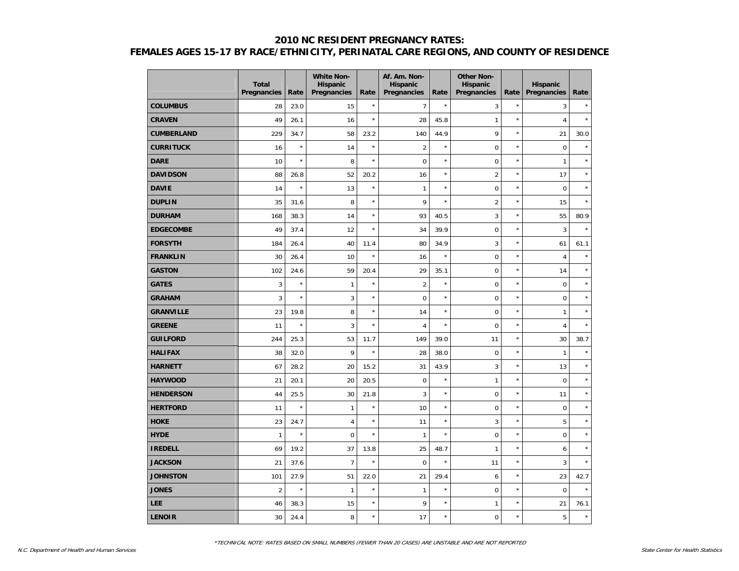# 2010 NC RESIDENT PREGNANCY RATES:
## FEMALES AGES 15-17 BY RACE/ETHNICITY, PERINATAL CARE REGIONS, AND COUNTY OF RESIDENCE

| | Total Pregnancies | Rate | White Non-Hispanic Pregnancies | Rate | Af. Am. Non-Hispanic Pregnancies | Rate | Other Non-Hispanic Pregnancies | Rate | Hispanic Pregnancies | Rate |
|---|---|---|---|---|---|---|---|---|---|---|
| **COLUMBUS** | 28 | 23.0 | 15 | * | 7 | * | 3 | * | 3 | * |
| **CRAVEN** | 49 | 26.1 | 16 | * | 28 | 45.8 | 1 | * | 4 | * |
| **CUMBERLAND** | 229 | 34.7 | 58 | 23.2 | 140 | 44.9 | 9 | * | 21 | 30.0 |
| **CURRITUCK** | 16 | * | 14 | * | 2 | * | 0 | * | 0 | * |
| **DARE** | 10 | * | 8 | * | 0 | * | 0 | * | 1 | * |
| **DAVIDSON** | 88 | 26.8 | 52 | 20.2 | 16 | * | 2 | * | 17 | * |
| **DAVIE** | 14 | * | 13 | * | 1 | * | 0 | * | 0 | * |
| **DUPLIN** | 35 | 31.6 | 8 | * | 9 | * | 2 | * | 15 | * |
| **DURHAM** | 168 | 38.3 | 14 | * | 93 | 40.5 | 3 | * | 55 | 80.9 |
| **EDGECOMBE** | 49 | 37.4 | 12 | * | 34 | 39.9 | 0 | * | 3 | * |
| **FORSYTH** | 184 | 26.4 | 40 | 11.4 | 80 | 34.9 | 3 | * | 61 | 61.1 |
| **FRANKLIN** | 30 | 26.4 | 10 | * | 16 | * | 0 | * | 4 | * |
| **GASTON** | 102 | 24.6 | 59 | 20.4 | 29 | 35.1 | 0 | * | 14 | * |
| **GATES** | 3 | * | 1 | * | 2 | * | 0 | * | 0 | * |
| **GRAHAM** | 3 | * | 3 | * | 0 | * | 0 | * | 0 | * |
| **GRANVILLE** | 23 | 19.8 | 8 | * | 14 | * | 0 | * | 1 | * |
| **GREENE** | 11 | * | 3 | * | 4 | * | 0 | * | 4 | * |
| **GUILFORD** | 244 | 25.3 | 53 | 11.7 | 149 | 39.0 | 11 | * | 30 | 38.7 |
| **HALIFAX** | 38 | 32.0 | 9 | * | 28 | 38.0 | 0 | * | 1 | * |
| **HARNETT** | 67 | 28.2 | 20 | 15.2 | 31 | 43.9 | 3 | * | 13 | * |
| **HAYWOOD** | 21 | 20.1 | 20 | 20.5 | 0 | * | 1 | * | 0 | * |
| **HENDERSON** | 44 | 25.5 | 30 | 21.8 | 3 | * | 0 | * | 11 | * |
| **HERTFORD** | 11 | * | 1 | * | 10 | * | 0 | * | 0 | * |
| **HOKE** | 23 | 24.7 | 4 | * | 11 | * | 3 | * | 5 | * |
| **HYDE** | 1 | * | 0 | * | 1 | * | 0 | * | 0 | * |
| **IREDELL** | 69 | 19.2 | 37 | 13.8 | 25 | 48.7 | 1 | * | 6 | * |
| **JACKSON** | 21 | 37.6 | 7 | * | 0 | * | 11 | * | 3 | * |
| **JOHNSTON** | 101 | 27.9 | 51 | 22.0 | 21 | 29.4 | 6 | * | 23 | 42.7 |
| **JONES** | 2 | * | 1 | * | 1 | * | 0 | * | 0 | * |
| **LEE** | 46 | 38.3 | 15 | * | 9 | * | 1 | * | 21 | 76.1 |
| **LENOIR** | 30 | 24.4 | 8 | * | 17 | * | 0 | * | 5 | * |

*TECHNICAL NOTE: RATES BASED ON SMALL NUMBERS (FEWER THAN 20 CASES) ARE UNSTABLE AND ARE NOT REPORTED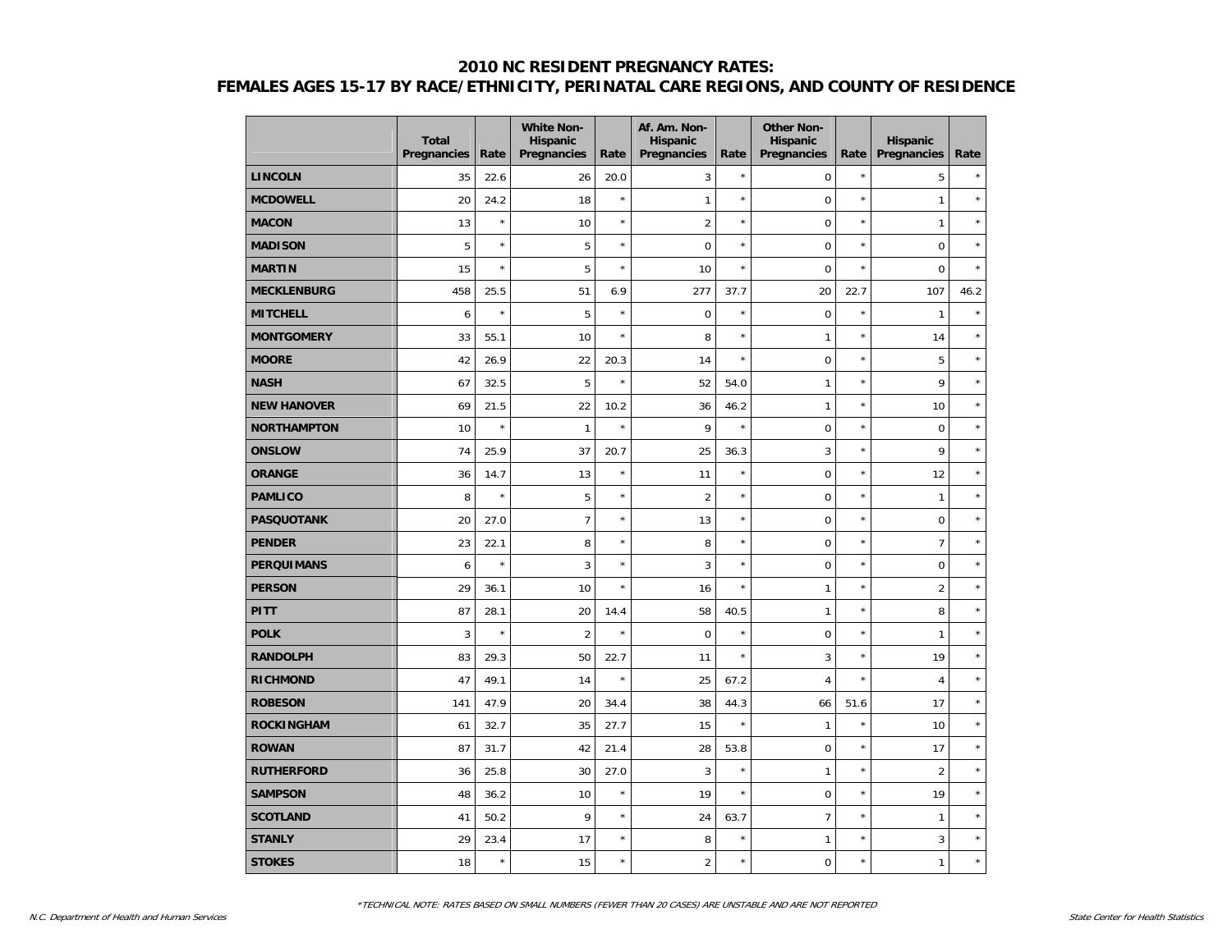# 2010 NC RESIDENT PREGNANCY RATES:
## FEMALES AGES 15-17 BY RACE/ETHNICITY, PERINATAL CARE REGIONS, AND COUNTY OF RESIDENCE

| | Total Pregnancies | Rate | White Non-Hispanic Pregnancies | Rate | Af. Am. Non-Hispanic Pregnancies | Rate | Other Non-Hispanic Pregnancies | Rate | Hispanic Pregnancies | Rate |
|---|---|---|---|---|---|---|---|---|---|---|
| **LINCOLN** | 35 | 22.6 | 26 | 20.0 | 3 | * | 0 | * | 5 | * |
| **MCDOWELL** | 20 | 24.2 | 18 | * | 1 | * | 0 | * | 1 | * |
| **MACON** | 13 | * | 10 | * | 2 | * | 0 | * | 1 | * |
| **MADISON** | 5 | * | 5 | * | 0 | * | 0 | * | 0 | * |
| **MARTIN** | 15 | * | 5 | * | 10 | * | 0 | * | 0 | * |
| **MECKLENBURG** | 458 | 25.5 | 51 | 6.9 | 277 | 37.7 | 20 | 22.7 | 107 | 46.2 |
| **MITCHELL** | 6 | * | 5 | * | 0 | * | 0 | * | 1 | * |
| **MONTGOMERY** | 33 | 55.1 | 10 | * | 8 | * | 1 | * | 14 | * |
| **MOORE** | 42 | 26.9 | 22 | 20.3 | 14 | * | 0 | * | 5 | * |
| **NASH** | 67 | 32.5 | 5 | * | 52 | 54.0 | 1 | * | 9 | * |
| **NEW HANOVER** | 69 | 21.5 | 22 | 10.2 | 36 | 46.2 | 1 | * | 10 | * |
| **NORTHAMPTON** | 10 | * | 1 | * | 9 | * | 0 | * | 0 | * |
| **ONSLOW** | 74 | 25.9 | 37 | 20.7 | 25 | 36.3 | 3 | * | 9 | * |
| **ORANGE** | 36 | 14.7 | 13 | * | 11 | * | 0 | * | 12 | * |
| **PAMLICO** | 8 | * | 5 | * | 2 | * | 0 | * | 1 | * |
| **PASQUOTANK** | 20 | 27.0 | 7 | * | 13 | * | 0 | * | 0 | * |
| **PENDER** | 23 | 22.1 | 8 | * | 8 | * | 0 | * | 7 | * |
| **PERQUIMANS** | 6 | * | 3 | * | 3 | * | 0 | * | 0 | * |
| **PERSON** | 29 | 36.1 | 10 | * | 16 | * | 1 | * | 2 | * |
| **PITT** | 87 | 28.1 | 20 | 14.4 | 58 | 40.5 | 1 | * | 8 | * |
| **POLK** | 3 | * | 2 | * | 0 | * | 0 | * | 1 | * |
| **RANDOLPH** | 83 | 29.3 | 50 | 22.7 | 11 | * | 3 | * | 19 | * |
| **RICHMOND** | 47 | 49.1 | 14 | * | 25 | 67.2 | 4 | * | 4 | * |
| **ROBESON** | 141 | 47.9 | 20 | 34.4 | 38 | 44.3 | 66 | 51.6 | 17 | * |
| **ROCKINGHAM** | 61 | 32.7 | 35 | 27.7 | 15 | * | 1 | * | 10 | * |
| **ROWAN** | 87 | 31.7 | 42 | 21.4 | 28 | 53.8 | 0 | * | 17 | * |
| **RUTHERFORD** | 36 | 25.8 | 30 | 27.0 | 3 | * | 1 | * | 2 | * |
| **SAMPSON** | 48 | 36.2 | 10 | * | 19 | * | 0 | * | 19 | * |
| **SCOTLAND** | 41 | 50.2 | 9 | * | 24 | 63.7 | 7 | * | 1 | * |
| **STANLY** | 29 | 23.4 | 17 | * | 8 | * | 1 | * | 3 | * |
| **STOKES** | 18 | * | 15 | * | 2 | * | 0 | * | 1 | * |

*TECHNICAL NOTE: RATES BASED ON SMALL NUMBERS (FEWER THAN 20 CASES) ARE UNSTABLE AND ARE NOT REPORTED

*N.C. Department of Health and Human Services* — *State Center for Health Statistics*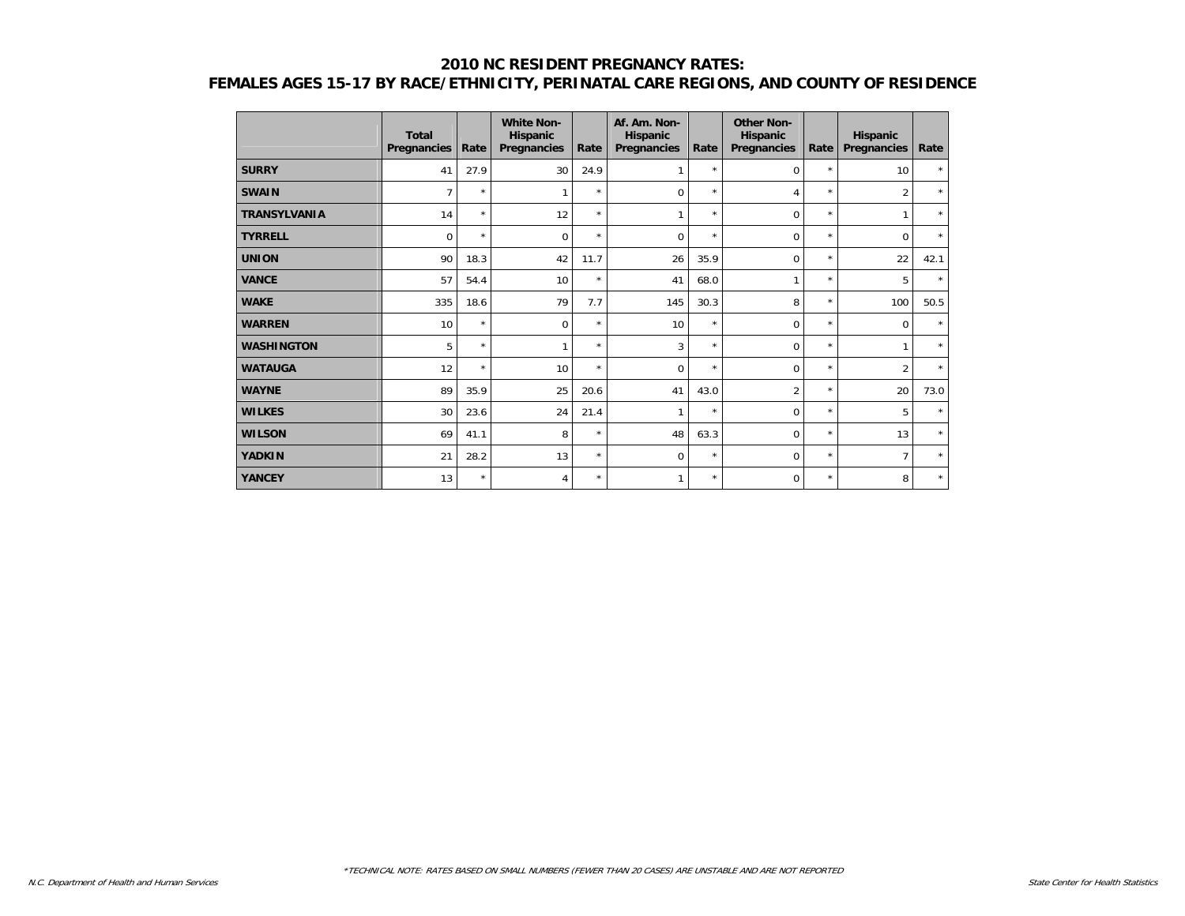## 2010 NC RESIDENT PREGNANCY RATES:
## FEMALES AGES 15-17 BY RACE/ETHNICITY, PERINATAL CARE REGIONS, AND COUNTY OF RESIDENCE

| | Total Pregnancies | Rate | White Non-Hispanic Pregnancies | Rate | Af. Am. Non-Hispanic Pregnancies | Rate | Other Non-Hispanic Pregnancies | Rate | Hispanic Pregnancies | Rate |
|---|---|---|---|---|---|---|---|---|---|---|
| **SURRY** | 41 | 27.9 | 30 | 24.9 | 1 | * | 0 | * | 10 | * |
| **SWAIN** | 7 | * | 1 | * | 0 | * | 4 | * | 2 | * |
| **TRANSYLVANIA** | 14 | * | 12 | * | 1 | * | 0 | * | 1 | * |
| **TYRRELL** | 0 | * | 0 | * | 0 | * | 0 | * | 0 | * |
| **UNION** | 90 | 18.3 | 42 | 11.7 | 26 | 35.9 | 0 | * | 22 | 42.1 |
| **VANCE** | 57 | 54.4 | 10 | * | 41 | 68.0 | 1 | * | 5 | * |
| **WAKE** | 335 | 18.6 | 79 | 7.7 | 145 | 30.3 | 8 | * | 100 | 50.5 |
| **WARREN** | 10 | * | 0 | * | 10 | * | 0 | * | 0 | * |
| **WASHINGTON** | 5 | * | 1 | * | 3 | * | 0 | * | 1 | * |
| **WATAUGA** | 12 | * | 10 | * | 0 | * | 0 | * | 2 | * |
| **WAYNE** | 89 | 35.9 | 25 | 20.6 | 41 | 43.0 | 2 | * | 20 | 73.0 |
| **WILKES** | 30 | 23.6 | 24 | 21.4 | 1 | * | 0 | * | 5 | * |
| **WILSON** | 69 | 41.1 | 8 | * | 48 | 63.3 | 0 | * | 13 | * |
| **YADKIN** | 21 | 28.2 | 13 | * | 0 | * | 0 | * | 7 | * |
| **YANCEY** | 13 | * | 4 | * | 1 | * | 0 | * | 8 | * |

*TECHNICAL NOTE: RATES BASED ON SMALL NUMBERS (FEWER THAN 20 CASES) ARE UNSTABLE AND ARE NOT REPORTED

N.C. Department of Health and Human Services

State Center for Health Statistics